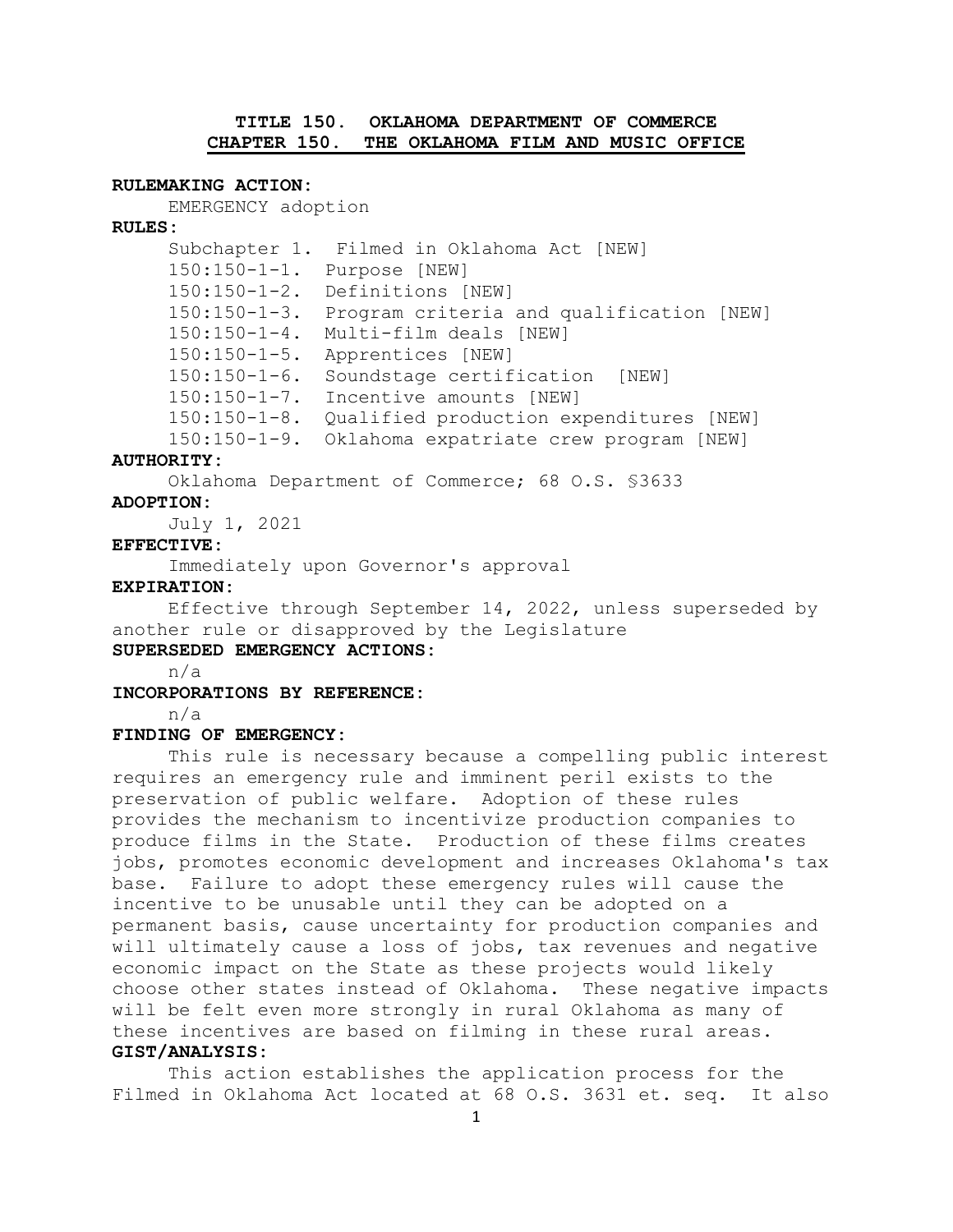# TITLE 150. OKLAHOMA DEPARTMENT OF COMMERCE
## CHAPTER 150. THE OKLAHOMA FILM AND MUSIC OFFICE

**RULEMAKING ACTION:**

EMERGENCY adoption

**RULES:**

Subchapter 1. Filmed in Oklahoma Act [NEW]
150:150-1-1. Purpose [NEW]
150:150-1-2. Definitions [NEW]
150:150-1-3. Program criteria and qualification [NEW]
150:150-1-4. Multi-film deals [NEW]
150:150-1-5. Apprentices [NEW]
150:150-1-6. Soundstage certification [NEW]
150:150-1-7. Incentive amounts [NEW]
150:150-1-8. Qualified production expenditures [NEW]
150:150-1-9. Oklahoma expatriate crew program [NEW]

**AUTHORITY:**

Oklahoma Department of Commerce; 68 O.S. §3633

**ADOPTION:**

July 1, 2021

**EFFECTIVE:**

Immediately upon Governor's approval

**EXPIRATION:**

Effective through September 14, 2022, unless superseded by another rule or disapproved by the Legislature

**SUPERSEDED EMERGENCY ACTIONS:**

n/a

**INCORPORATIONS BY REFERENCE:**

n/a

**FINDING OF EMERGENCY:**

This rule is necessary because a compelling public interest requires an emergency rule and imminent peril exists to the preservation of public welfare. Adoption of these rules provides the mechanism to incentivize production companies to produce films in the State. Production of these films creates jobs, promotes economic development and increases Oklahoma's tax base. Failure to adopt these emergency rules will cause the incentive to be unusable until they can be adopted on a permanent basis, cause uncertainty for production companies and will ultimately cause a loss of jobs, tax revenues and negative economic impact on the State as these projects would likely choose other states instead of Oklahoma. These negative impacts will be felt even more strongly in rural Oklahoma as many of these incentives are based on filming in these rural areas.

**GIST/ANALYSIS:**

This action establishes the application process for the Filmed in Oklahoma Act located at 68 O.S. 3631 et. seq. It also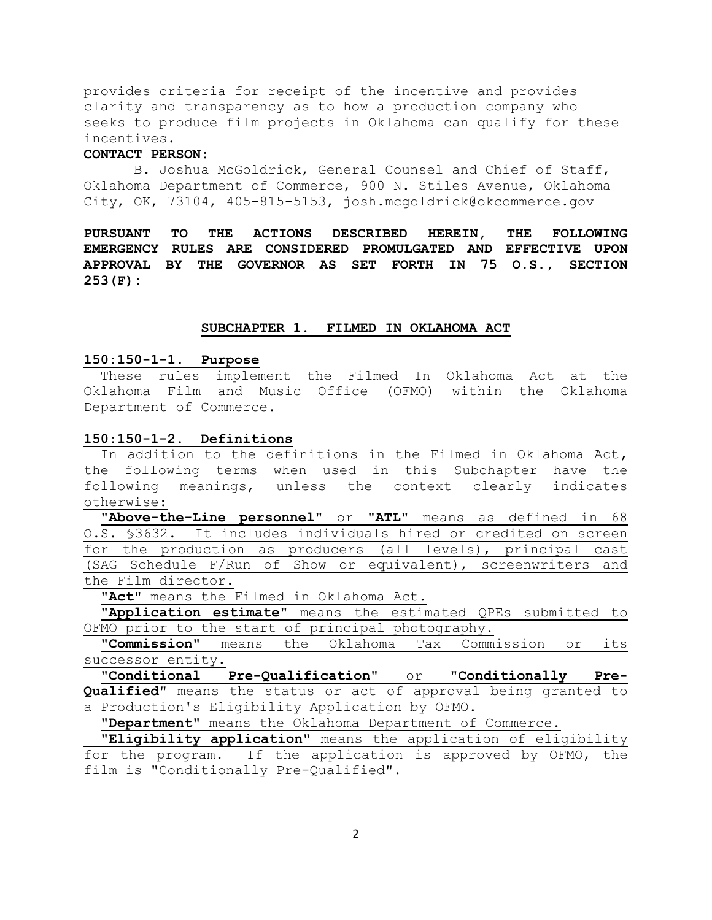provides criteria for receipt of the incentive and provides clarity and transparency as to how a production company who seeks to produce film projects in Oklahoma can qualify for these incentives.

**CONTACT PERSON:**

B. Joshua McGoldrick, General Counsel and Chief of Staff, Oklahoma Department of Commerce, 900 N. Stiles Avenue, Oklahoma City, OK, 73104, 405-815-5153, josh.mcgoldrick@okcommerce.gov

**PURSUANT TO THE ACTIONS DESCRIBED HEREIN, THE FOLLOWING EMERGENCY RULES ARE CONSIDERED PROMULGATED AND EFFECTIVE UPON APPROVAL BY THE GOVERNOR AS SET FORTH IN 75 O.S., SECTION 253(F):**

## SUBCHAPTER 1. FILMED IN OKLAHOMA ACT

### 150:150-1-1. Purpose

These rules implement the Filmed In Oklahoma Act at the Oklahoma Film and Music Office (OFMO) within the Oklahoma Department of Commerce.

### 150:150-1-2. Definitions

In addition to the definitions in the Filmed in Oklahoma Act, the following terms when used in this Subchapter have the following meanings, unless the context clearly indicates otherwise:

"**Above-the-Line personnel**" or "**ATL**" means as defined in 68 O.S. §3632. It includes individuals hired or credited on screen for the production as producers (all levels), principal cast (SAG Schedule F/Run of Show or equivalent), screenwriters and the Film director.

"**Act**" means the Filmed in Oklahoma Act.

"**Application estimate**" means the estimated QPEs submitted to OFMO prior to the start of principal photography.

"**Commission**" means the Oklahoma Tax Commission or its successor entity.

"**Conditional Pre-Qualification**" or "**Conditionally Pre-Qualified**" means the status or act of approval being granted to a Production's Eligibility Application by OFMO.

"**Department**" means the Oklahoma Department of Commerce.

"**Eligibility application**" means the application of eligibility for the program. If the application is approved by OFMO, the film is "Conditionally Pre-Qualified".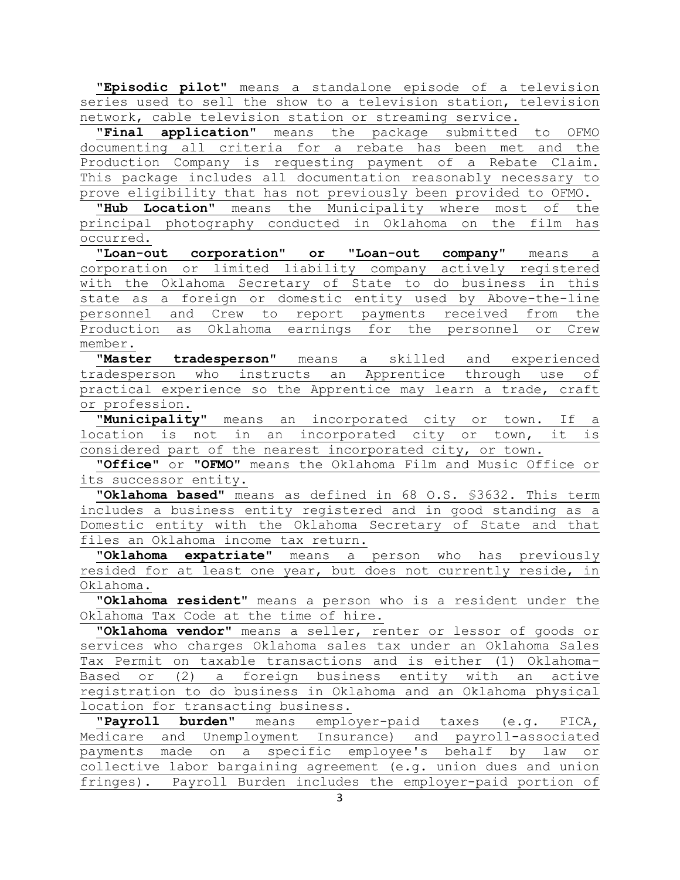"**Episodic pilot**" means a standalone episode of a television series used to sell the show to a television station, television network, cable television station or streaming service.

"**Final application**" means the package submitted to OFMO documenting all criteria for a rebate has been met and the Production Company is requesting payment of a Rebate Claim. This package includes all documentation reasonably necessary to prove eligibility that has not previously been provided to OFMO.

"**Hub Location**" means the Municipality where most of the principal photography conducted in Oklahoma on the film has occurred.

"**Loan-out corporation**" **or** "**Loan-out company**" means a corporation or limited liability company actively registered with the Oklahoma Secretary of State to do business in this state as a foreign or domestic entity used by Above-the-line personnel and Crew to report payments received from the Production as Oklahoma earnings for the personnel or Crew member.

"**Master tradesperson**" means a skilled and experienced tradesperson who instructs an Apprentice through use of practical experience so the Apprentice may learn a trade, craft or profession.

"**Municipality**" means an incorporated city or town. If a location is not in an incorporated city or town, it is considered part of the nearest incorporated city, or town.

"**Office**" or "**OFMO**" means the Oklahoma Film and Music Office or its successor entity.

"**Oklahoma based**" means as defined in 68 O.S. §3632. This term includes a business entity registered and in good standing as a Domestic entity with the Oklahoma Secretary of State and that files an Oklahoma income tax return.

"**Oklahoma expatriate**" means a person who has previously resided for at least one year, but does not currently reside, in Oklahoma.

"**Oklahoma resident**" means a person who is a resident under the Oklahoma Tax Code at the time of hire.

"**Oklahoma vendor**" means a seller, renter or lessor of goods or services who charges Oklahoma sales tax under an Oklahoma Sales Tax Permit on taxable transactions and is either (1) Oklahoma-Based or (2) a foreign business entity with an active registration to do business in Oklahoma and an Oklahoma physical location for transacting business.

"**Payroll burden**" means employer-paid taxes (e.g. FICA, Medicare and Unemployment Insurance) and payroll-associated payments made on a specific employee's behalf by law or collective labor bargaining agreement (e.g. union dues and union fringes). Payroll Burden includes the employer-paid portion of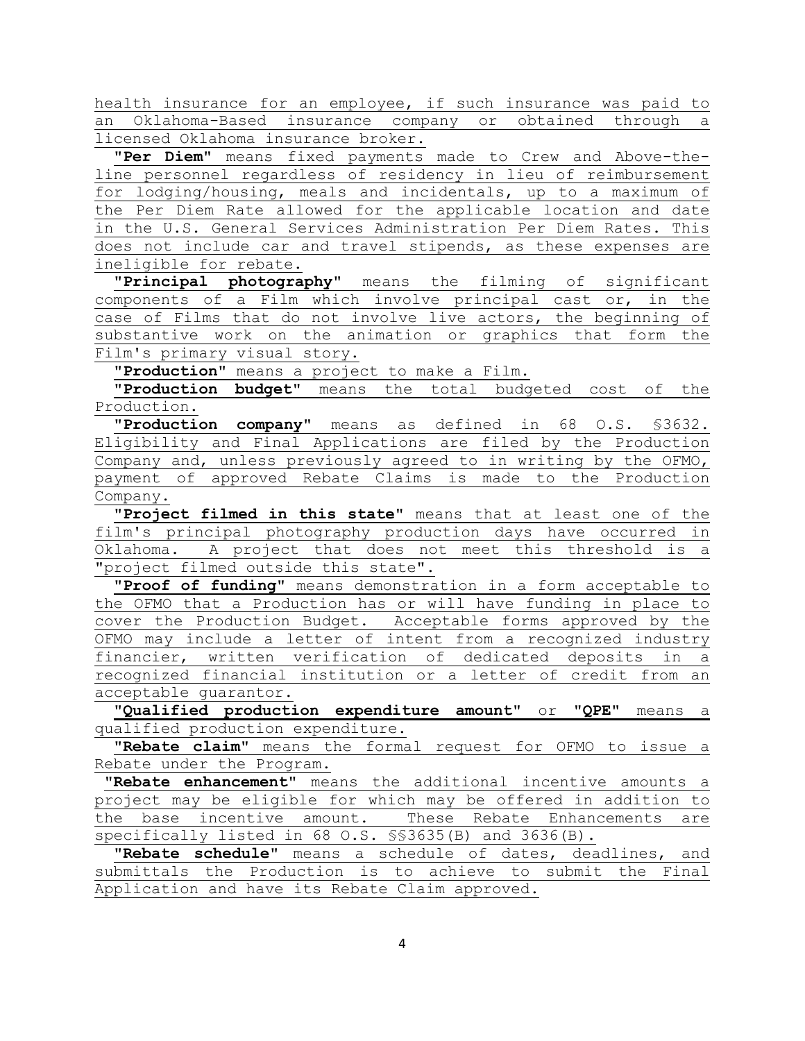health insurance for an employee, if such insurance was paid to an Oklahoma-Based insurance company or obtained through a licensed Oklahoma insurance broker.

"**Per Diem**" means fixed payments made to Crew and Above-the-line personnel regardless of residency in lieu of reimbursement for lodging/housing, meals and incidentals, up to a maximum of the Per Diem Rate allowed for the applicable location and date in the U.S. General Services Administration Per Diem Rates. This does not include car and travel stipends, as these expenses are ineligible for rebate.

"**Principal photography**" means the filming of significant components of a Film which involve principal cast or, in the case of Films that do not involve live actors, the beginning of substantive work on the animation or graphics that form the Film's primary visual story.

"**Production**" means a project to make a Film.

"**Production budget**" means the total budgeted cost of the Production.

"**Production company**" means as defined in 68 O.S. §3632. Eligibility and Final Applications are filed by the Production Company and, unless previously agreed to in writing by the OFMO, payment of approved Rebate Claims is made to the Production Company.

"**Project filmed in this state**" means that at least one of the film's principal photography production days have occurred in Oklahoma. A project that does not meet this threshold is a "project filmed outside this state".

"**Proof of funding**" means demonstration in a form acceptable to the OFMO that a Production has or will have funding in place to cover the Production Budget. Acceptable forms approved by the OFMO may include a letter of intent from a recognized industry financier, written verification of dedicated deposits in a recognized financial institution or a letter of credit from an acceptable guarantor.

"**Qualified production expenditure amount**" or "**QPE**" means a qualified production expenditure.

"**Rebate claim**" means the formal request for OFMO to issue a Rebate under the Program.

"**Rebate enhancement**" means the additional incentive amounts a project may be eligible for which may be offered in addition to the base incentive amount. These Rebate Enhancements are specifically listed in 68 O.S. §§3635(B) and 3636(B).

"**Rebate schedule**" means a schedule of dates, deadlines, and submittals the Production is to achieve to submit the Final Application and have its Rebate Claim approved.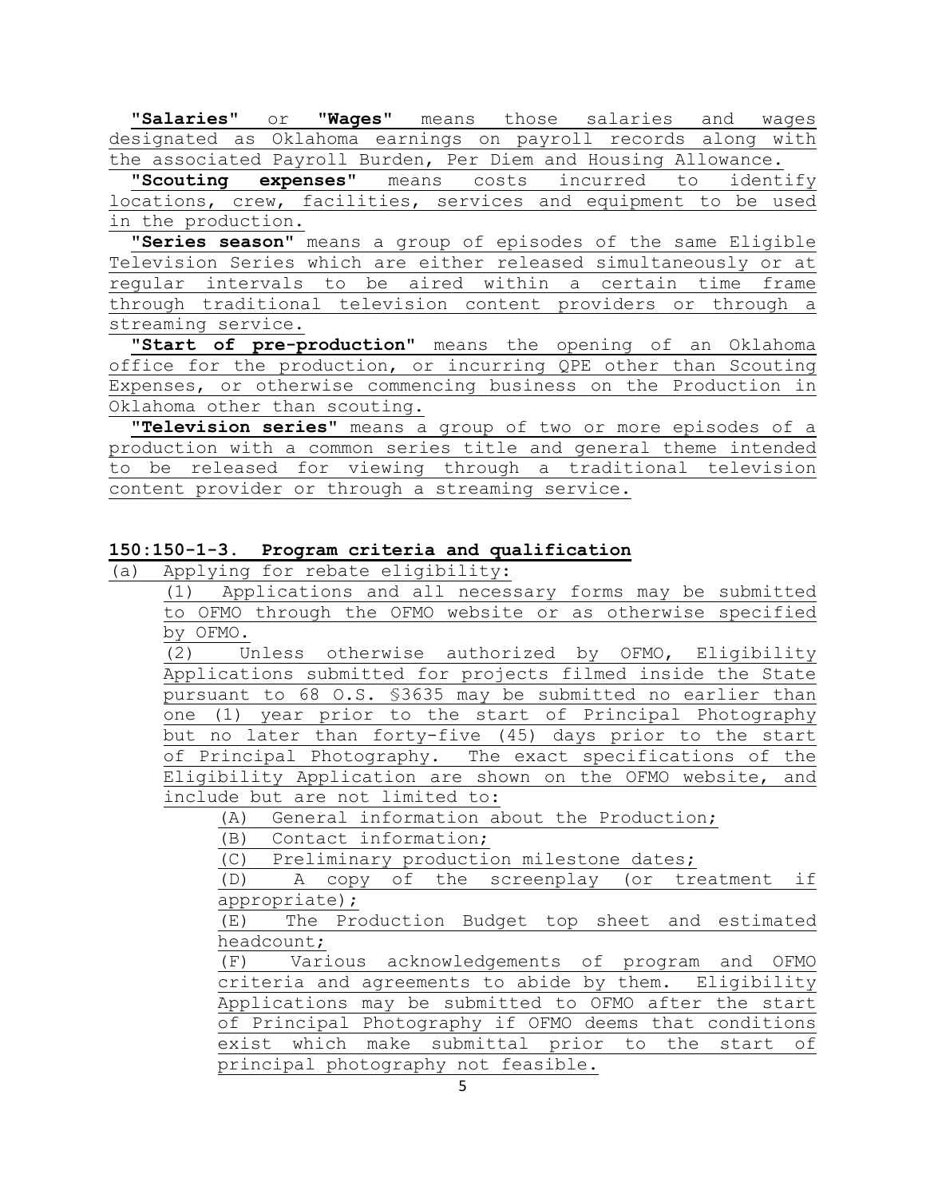**"Salaries"** or **"Wages"** means those salaries and wages designated as Oklahoma earnings on payroll records along with the associated Payroll Burden, Per Diem and Housing Allowance.

**"Scouting expenses"** means costs incurred to identify locations, crew, facilities, services and equipment to be used in the production.

**"Series season"** means a group of episodes of the same Eligible Television Series which are either released simultaneously or at regular intervals to be aired within a certain time frame through traditional television content providers or through a streaming service.

**"Start of pre-production"** means the opening of an Oklahoma office for the production, or incurring QPE other than Scouting Expenses, or otherwise commencing business on the Production in Oklahoma other than scouting.

**"Television series"** means a group of two or more episodes of a production with a common series title and general theme intended to be released for viewing through a traditional television content provider or through a streaming service.

### 150:150-1-3. Program criteria and qualification

(a) Applying for rebate eligibility:

(1) Applications and all necessary forms may be submitted to OFMO through the OFMO website or as otherwise specified by OFMO.

(2) Unless otherwise authorized by OFMO, Eligibility Applications submitted for projects filmed inside the State pursuant to 68 O.S. §3635 may be submitted no earlier than one (1) year prior to the start of Principal Photography but no later than forty-five (45) days prior to the start of Principal Photography. The exact specifications of the Eligibility Application are shown on the OFMO website, and include but are not limited to:

(A) General information about the Production;

(B) Contact information;

(C) Preliminary production milestone dates;

(D) A copy of the screenplay (or treatment if appropriate);

(E) The Production Budget top sheet and estimated headcount;

(F) Various acknowledgements of program and OFMO criteria and agreements to abide by them. Eligibility Applications may be submitted to OFMO after the start of Principal Photography if OFMO deems that conditions exist which make submittal prior to the start of principal photography not feasible.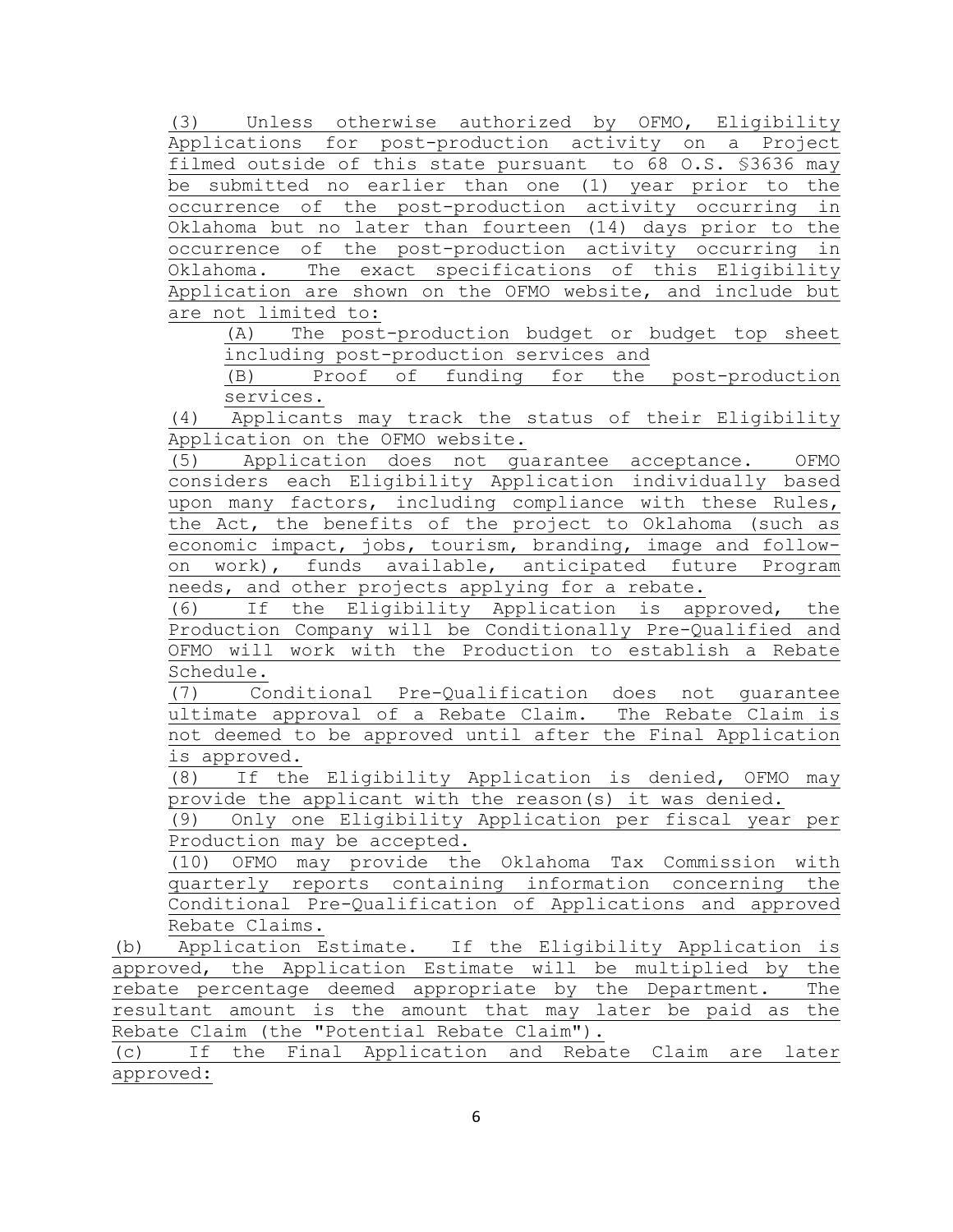(3) Unless otherwise authorized by OFMO, Eligibility Applications for post-production activity on a Project filmed outside of this state pursuant to 68 O.S. §3636 may be submitted no earlier than one (1) year prior to the occurrence of the post-production activity occurring in Oklahoma but no later than fourteen (14) days prior to the occurrence of the post-production activity occurring in Oklahoma. The exact specifications of this Eligibility Application are shown on the OFMO website, and include but are not limited to:

(A) The post-production budget or budget top sheet including post-production services and

(B) Proof of funding for the post-production services.

(4) Applicants may track the status of their Eligibility Application on the OFMO website.

(5) Application does not guarantee acceptance. OFMO considers each Eligibility Application individually based upon many factors, including compliance with these Rules, the Act, the benefits of the project to Oklahoma (such as economic impact, jobs, tourism, branding, image and follow-on work), funds available, anticipated future Program needs, and other projects applying for a rebate.

(6) If the Eligibility Application is approved, the Production Company will be Conditionally Pre-Qualified and OFMO will work with the Production to establish a Rebate Schedule.

(7) Conditional Pre-Qualification does not guarantee ultimate approval of a Rebate Claim. The Rebate Claim is not deemed to be approved until after the Final Application is approved.

(8) If the Eligibility Application is denied, OFMO may provide the applicant with the reason(s) it was denied.

(9) Only one Eligibility Application per fiscal year per Production may be accepted.

(10) OFMO may provide the Oklahoma Tax Commission with quarterly reports containing information concerning the Conditional Pre-Qualification of Applications and approved Rebate Claims.

(b) Application Estimate. If the Eligibility Application is approved, the Application Estimate will be multiplied by the rebate percentage deemed appropriate by the Department. The resultant amount is the amount that may later be paid as the Rebate Claim (the "Potential Rebate Claim").

(c) If the Final Application and Rebate Claim are later approved: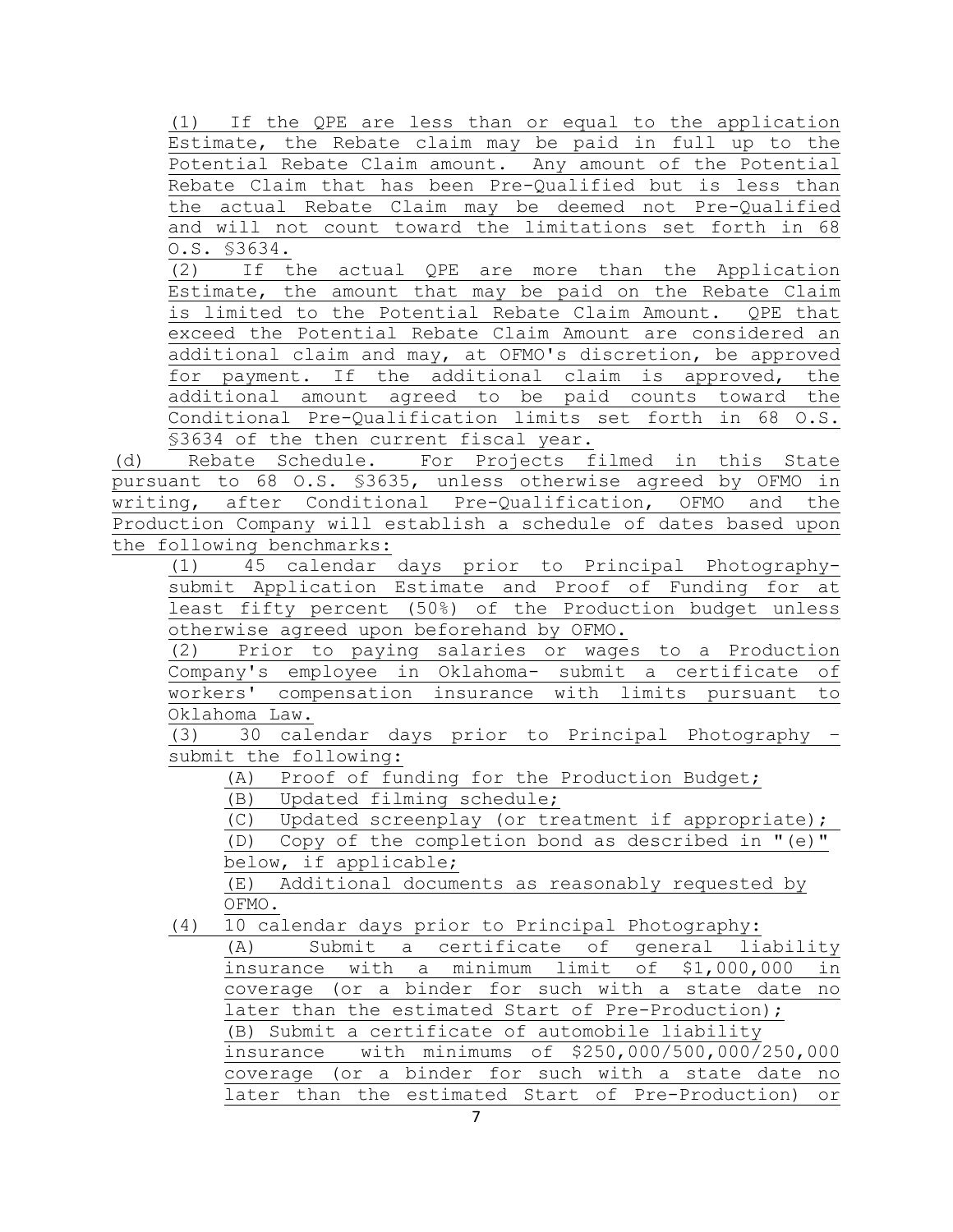(1) If the QPE are less than or equal to the application Estimate, the Rebate claim may be paid in full up to the Potential Rebate Claim amount. Any amount of the Potential Rebate Claim that has been Pre-Qualified but is less than the actual Rebate Claim may be deemed not Pre-Qualified and will not count toward the limitations set forth in 68 O.S. §3634.

(2) If the actual QPE are more than the Application Estimate, the amount that may be paid on the Rebate Claim is limited to the Potential Rebate Claim Amount. QPE that exceed the Potential Rebate Claim Amount are considered an additional claim and may, at OFMO's discretion, be approved for payment. If the additional claim is approved, the additional amount agreed to be paid counts toward the Conditional Pre-Qualification limits set forth in 68 O.S. §3634 of the then current fiscal year.

(d) Rebate Schedule. For Projects filmed in this State pursuant to 68 O.S. §3635, unless otherwise agreed by OFMO in writing, after Conditional Pre-Qualification, OFMO and the Production Company will establish a schedule of dates based upon the following benchmarks:

(1) 45 calendar days prior to Principal Photography-submit Application Estimate and Proof of Funding for at least fifty percent (50%) of the Production budget unless otherwise agreed upon beforehand by OFMO.

(2) Prior to paying salaries or wages to a Production Company's employee in Oklahoma- submit a certificate of workers' compensation insurance with limits pursuant to Oklahoma Law.

(3) 30 calendar days prior to Principal Photography – submit the following:

(A) Proof of funding for the Production Budget;

(B) Updated filming schedule;

(C) Updated screenplay (or treatment if appropriate);

(D) Copy of the completion bond as described in "(e)" below, if applicable;

(E) Additional documents as reasonably requested by OFMO.

(4) 10 calendar days prior to Principal Photography:

(A) Submit a certificate of general liability insurance with a minimum limit of $1,000,000 in coverage (or a binder for such with a state date no later than the estimated Start of Pre-Production);

(B) Submit a certificate of automobile liability insurance with minimums of $250,000/500,000/250,000 coverage (or a binder for such with a state date no later than the estimated Start of Pre-Production) or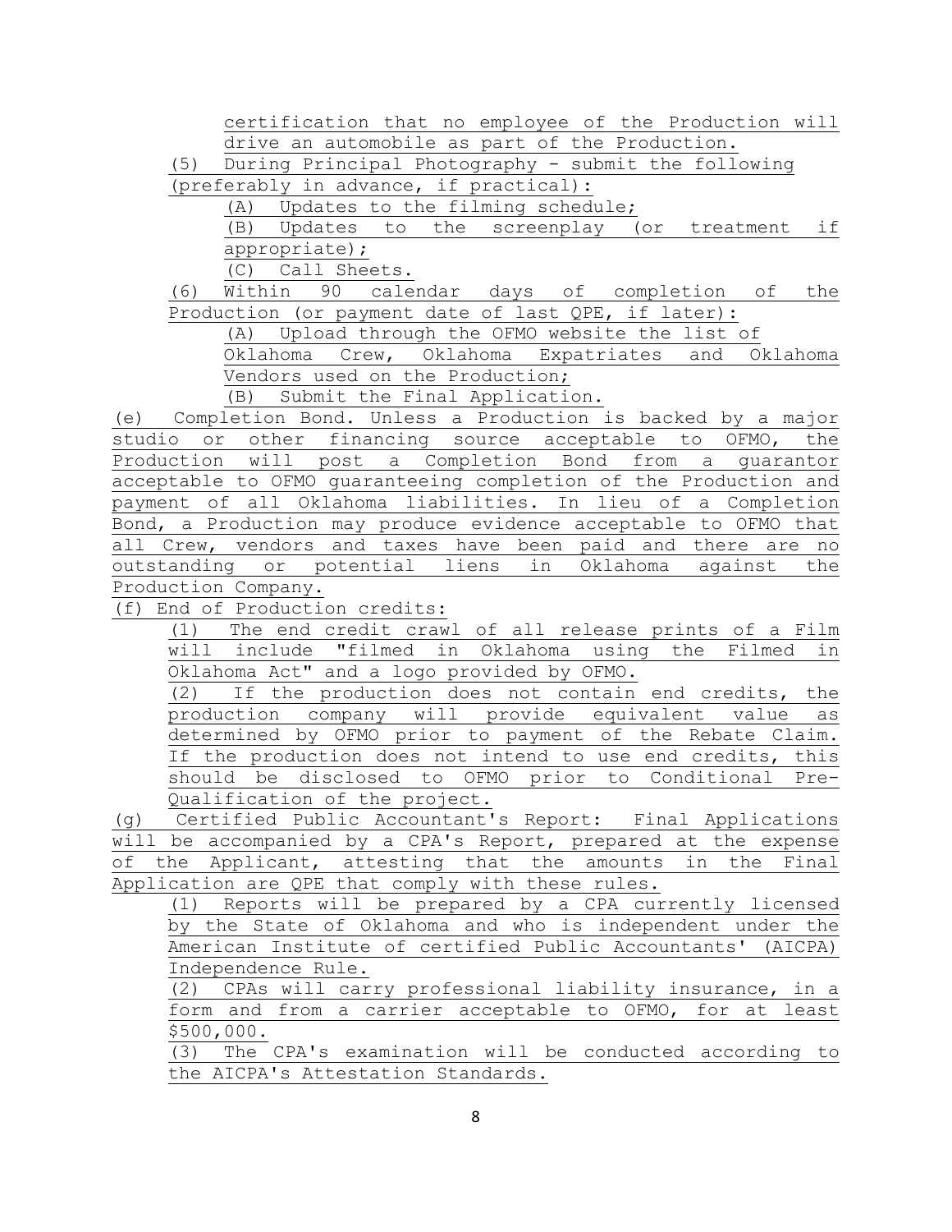certification that no employee of the Production will drive an automobile as part of the Production.

(5) During Principal Photography - submit the following (preferably in advance, if practical):

(A) Updates to the filming schedule;

(B) Updates to the screenplay (or treatment if appropriate);

(C) Call Sheets.

(6) Within 90 calendar days of completion of the Production (or payment date of last QPE, if later):

(A) Upload through the OFMO website the list of Oklahoma Crew, Oklahoma Expatriates and Oklahoma Vendors used on the Production;

(B) Submit the Final Application.

(e) Completion Bond. Unless a Production is backed by a major studio or other financing source acceptable to OFMO, the Production will post a Completion Bond from a guarantor acceptable to OFMO guaranteeing completion of the Production and payment of all Oklahoma liabilities. In lieu of a Completion Bond, a Production may produce evidence acceptable to OFMO that all Crew, vendors and taxes have been paid and there are no outstanding or potential liens in Oklahoma against the Production Company.

(f) End of Production credits:

(1) The end credit crawl of all release prints of a Film will include "filmed in Oklahoma using the Filmed in Oklahoma Act" and a logo provided by OFMO.

(2) If the production does not contain end credits, the production company will provide equivalent value as determined by OFMO prior to payment of the Rebate Claim. If the production does not intend to use end credits, this should be disclosed to OFMO prior to Conditional Pre-Qualification of the project.

(g) Certified Public Accountant's Report: Final Applications will be accompanied by a CPA's Report, prepared at the expense of the Applicant, attesting that the amounts in the Final Application are QPE that comply with these rules.

(1) Reports will be prepared by a CPA currently licensed by the State of Oklahoma and who is independent under the American Institute of certified Public Accountants' (AICPA) Independence Rule.

(2) CPAs will carry professional liability insurance, in a form and from a carrier acceptable to OFMO, for at least $500,000.

(3) The CPA's examination will be conducted according to the AICPA's Attestation Standards.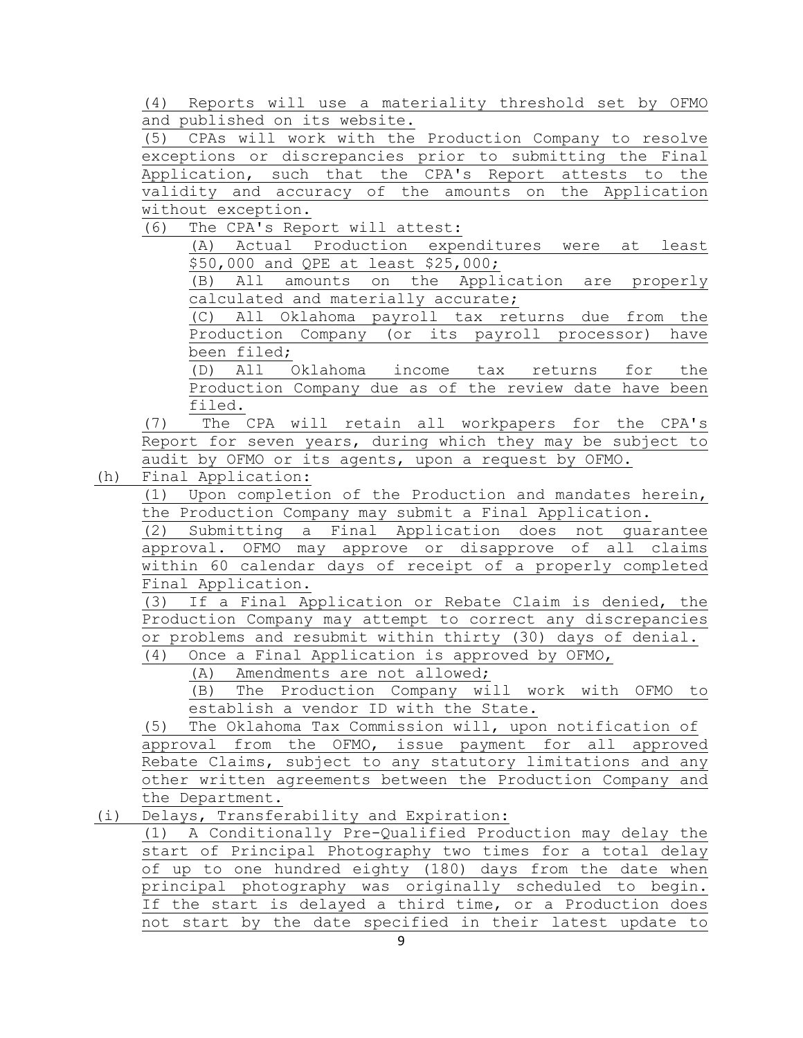(4) Reports will use a materiality threshold set by OFMO and published on its website.

(5) CPAs will work with the Production Company to resolve exceptions or discrepancies prior to submitting the Final Application, such that the CPA's Report attests to the validity and accuracy of the amounts on the Application without exception.

(6) The CPA's Report will attest:

(A) Actual Production expenditures were at least $50,000 and QPE at least $25,000;

(B) All amounts on the Application are properly calculated and materially accurate;

(C) All Oklahoma payroll tax returns due from the Production Company (or its payroll processor) have been filed;

(D) All Oklahoma income tax returns for the Production Company due as of the review date have been filed.

(7) The CPA will retain all workpapers for the CPA's Report for seven years, during which they may be subject to audit by OFMO or its agents, upon a request by OFMO.

(h) Final Application:

(1) Upon completion of the Production and mandates herein, the Production Company may submit a Final Application.

(2) Submitting a Final Application does not guarantee approval. OFMO may approve or disapprove of all claims within 60 calendar days of receipt of a properly completed Final Application.

(3) If a Final Application or Rebate Claim is denied, the Production Company may attempt to correct any discrepancies or problems and resubmit within thirty (30) days of denial.

(4) Once a Final Application is approved by OFMO,

(A) Amendments are not allowed;

(B) The Production Company will work with OFMO to establish a vendor ID with the State.

(5) The Oklahoma Tax Commission will, upon notification of approval from the OFMO, issue payment for all approved Rebate Claims, subject to any statutory limitations and any other written agreements between the Production Company and the Department.

(i) Delays, Transferability and Expiration:

(1) A Conditionally Pre-Qualified Production may delay the start of Principal Photography two times for a total delay of up to one hundred eighty (180) days from the date when principal photography was originally scheduled to begin. If the start is delayed a third time, or a Production does not start by the date specified in their latest update to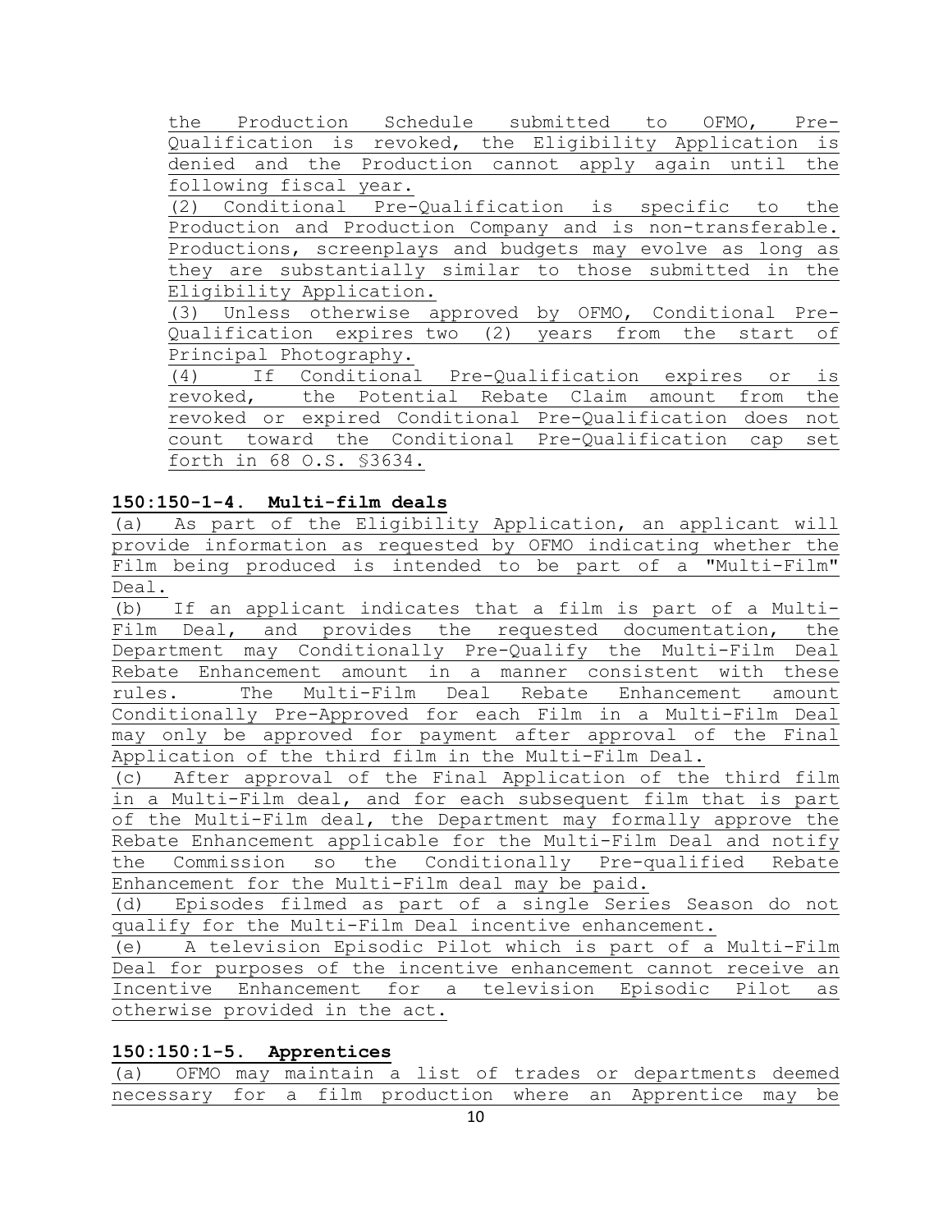the Production Schedule submitted to OFMO, Pre-Qualification is revoked, the Eligibility Application is denied and the Production cannot apply again until the following fiscal year.

(2) Conditional Pre-Qualification is specific to the Production and Production Company and is non-transferable. Productions, screenplays and budgets may evolve as long as they are substantially similar to those submitted in the Eligibility Application.

(3) Unless otherwise approved by OFMO, Conditional Pre-Qualification expires two (2) years from the start of Principal Photography.

(4) If Conditional Pre-Qualification expires or is revoked, the Potential Rebate Claim amount from the revoked or expired Conditional Pre-Qualification does not count toward the Conditional Pre-Qualification cap set forth in 68 O.S. §3634.

**150:150-1-4. Multi-film deals**

(a) As part of the Eligibility Application, an applicant will provide information as requested by OFMO indicating whether the Film being produced is intended to be part of a "Multi-Film" Deal.

(b) If an applicant indicates that a film is part of a Multi-Film Deal, and provides the requested documentation, the Department may Conditionally Pre-Qualify the Multi-Film Deal Rebate Enhancement amount in a manner consistent with these rules. The Multi-Film Deal Rebate Enhancement amount Conditionally Pre-Approved for each Film in a Multi-Film Deal may only be approved for payment after approval of the Final Application of the third film in the Multi-Film Deal.

(c) After approval of the Final Application of the third film in a Multi-Film deal, and for each subsequent film that is part of the Multi-Film deal, the Department may formally approve the Rebate Enhancement applicable for the Multi-Film Deal and notify the Commission so the Conditionally Pre-qualified Rebate Enhancement for the Multi-Film deal may be paid.

(d) Episodes filmed as part of a single Series Season do not qualify for the Multi-Film Deal incentive enhancement.

(e) A television Episodic Pilot which is part of a Multi-Film Deal for purposes of the incentive enhancement cannot receive an Incentive Enhancement for a television Episodic Pilot as otherwise provided in the act.

**150:150:1-5. Apprentices**

(a) OFMO may maintain a list of trades or departments deemed necessary for a film production where an Apprentice may be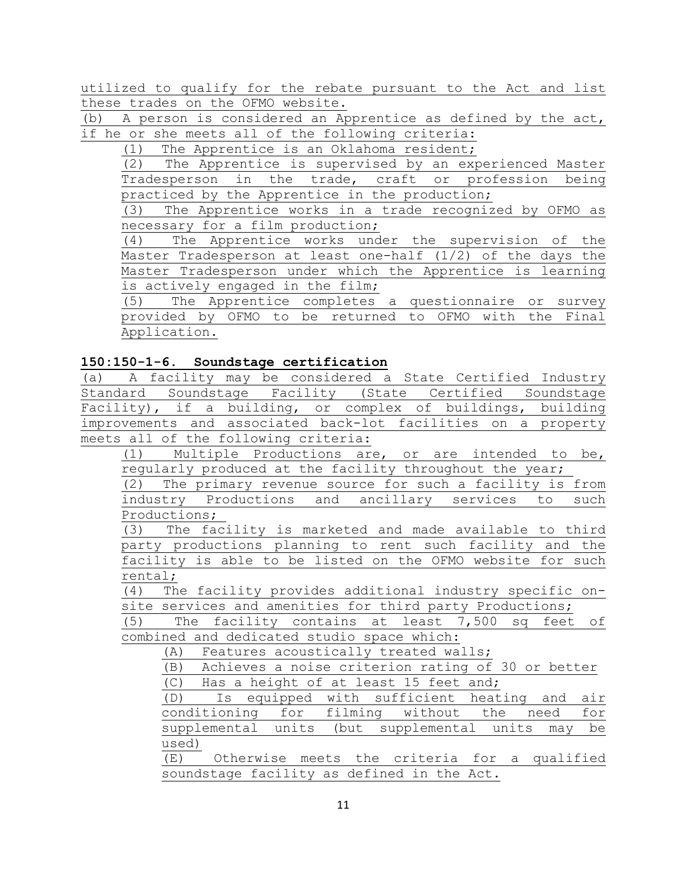utilized to qualify for the rebate pursuant to the Act and list these trades on the OFMO website.

(b) A person is considered an Apprentice as defined by the act, if he or she meets all of the following criteria:

(1) The Apprentice is an Oklahoma resident;

(2) The Apprentice is supervised by an experienced Master Tradesperson in the trade, craft or profession being practiced by the Apprentice in the production;

(3) The Apprentice works in a trade recognized by OFMO as necessary for a film production;

(4) The Apprentice works under the supervision of the Master Tradesperson at least one-half (1/2) of the days the Master Tradesperson under which the Apprentice is learning is actively engaged in the film;

(5) The Apprentice completes a questionnaire or survey provided by OFMO to be returned to OFMO with the Final Application.

**150:150-1-6. Soundstage certification**

(a) A facility may be considered a State Certified Industry Standard Soundstage Facility (State Certified Soundstage Facility), if a building, or complex of buildings, building improvements and associated back-lot facilities on a property meets all of the following criteria:

(1) Multiple Productions are, or are intended to be, regularly produced at the facility throughout the year;

(2) The primary revenue source for such a facility is from industry Productions and ancillary services to such Productions;

(3) The facility is marketed and made available to third party productions planning to rent such facility and the facility is able to be listed on the OFMO website for such rental;

(4) The facility provides additional industry specific on-site services and amenities for third party Productions;

(5) The facility contains at least 7,500 sq feet of combined and dedicated studio space which:

(A) Features acoustically treated walls;

(B) Achieves a noise criterion rating of 30 or better

(C) Has a height of at least 15 feet and;

(D) Is equipped with sufficient heating and air conditioning for filming without the need for supplemental units (but supplemental units may be used)

(E) Otherwise meets the criteria for a qualified soundstage facility as defined in the Act.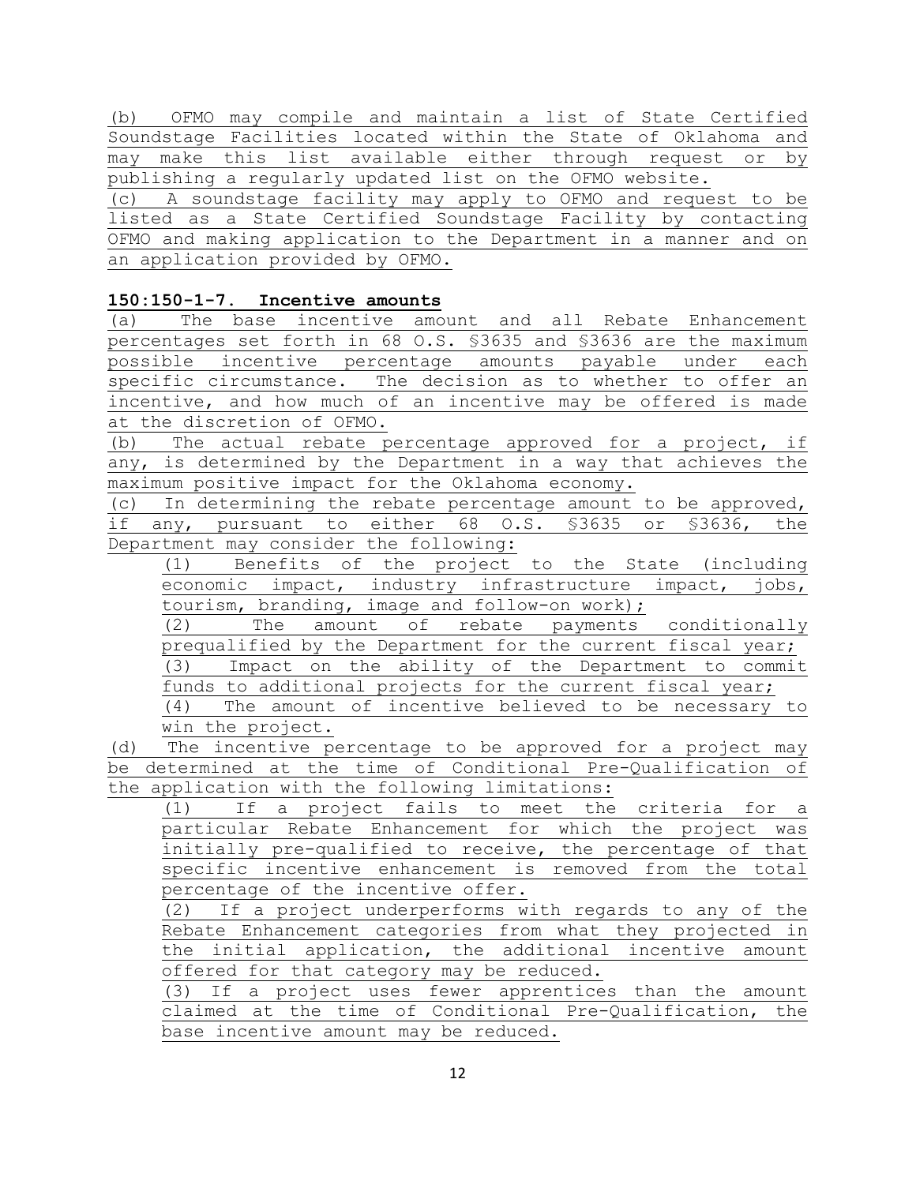(b) OFMO may compile and maintain a list of State Certified Soundstage Facilities located within the State of Oklahoma and may make this list available either through request or by publishing a regularly updated list on the OFMO website.
(c) A soundstage facility may apply to OFMO and request to be listed as a State Certified Soundstage Facility by contacting OFMO and making application to the Department in a manner and on an application provided by OFMO.

**150:150-1-7. Incentive amounts**

(a) The base incentive amount and all Rebate Enhancement percentages set forth in 68 O.S. §3635 and §3636 are the maximum possible incentive percentage amounts payable under each specific circumstance. The decision as to whether to offer an incentive, and how much of an incentive may be offered is made at the discretion of OFMO.
(b) The actual rebate percentage approved for a project, if any, is determined by the Department in a way that achieves the maximum positive impact for the Oklahoma economy.
(c) In determining the rebate percentage amount to be approved, if any, pursuant to either 68 O.S. §3635 or §3636, the Department may consider the following:

(1) Benefits of the project to the State (including economic impact, industry infrastructure impact, jobs, tourism, branding, image and follow-on work);
(2) The amount of rebate payments conditionally prequalified by the Department for the current fiscal year;
(3) Impact on the ability of the Department to commit funds to additional projects for the current fiscal year;
(4) The amount of incentive believed to be necessary to win the project.

(d) The incentive percentage to be approved for a project may be determined at the time of Conditional Pre-Qualification of the application with the following limitations:

(1) If a project fails to meet the criteria for a particular Rebate Enhancement for which the project was initially pre-qualified to receive, the percentage of that specific incentive enhancement is removed from the total percentage of the incentive offer.
(2) If a project underperforms with regards to any of the Rebate Enhancement categories from what they projected in the initial application, the additional incentive amount offered for that category may be reduced.
(3) If a project uses fewer apprentices than the amount claimed at the time of Conditional Pre-Qualification, the base incentive amount may be reduced.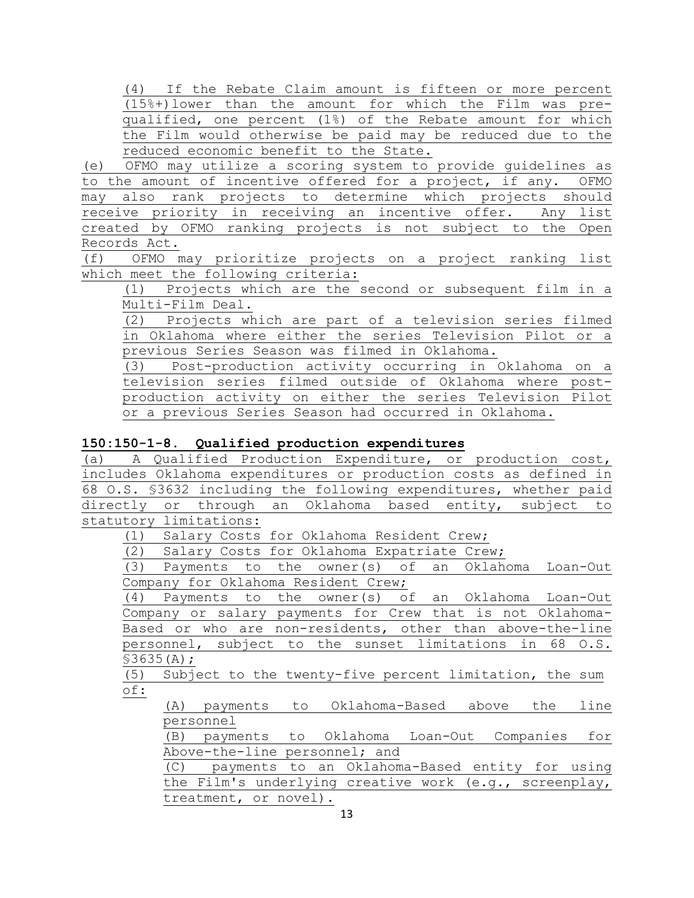(4) If the Rebate Claim amount is fifteen or more percent (15%+)lower than the amount for which the Film was pre-qualified, one percent (1%) of the Rebate amount for which the Film would otherwise be paid may be reduced due to the reduced economic benefit to the State.

(e) OFMO may utilize a scoring system to provide guidelines as to the amount of incentive offered for a project, if any. OFMO may also rank projects to determine which projects should receive priority in receiving an incentive offer. Any list created by OFMO ranking projects is not subject to the Open Records Act.

(f) OFMO may prioritize projects on a project ranking list which meet the following criteria:

(1) Projects which are the second or subsequent film in a Multi-Film Deal.

(2) Projects which are part of a television series filmed in Oklahoma where either the series Television Pilot or a previous Series Season was filmed in Oklahoma.

(3) Post-production activity occurring in Oklahoma on a television series filmed outside of Oklahoma where post-production activity on either the series Television Pilot or a previous Series Season had occurred in Oklahoma.

**150:150-1-8. Qualified production expenditures**

(a) A Qualified Production Expenditure, or production cost, includes Oklahoma expenditures or production costs as defined in 68 O.S. §3632 including the following expenditures, whether paid directly or through an Oklahoma based entity, subject to statutory limitations:

(1) Salary Costs for Oklahoma Resident Crew;

(2) Salary Costs for Oklahoma Expatriate Crew;

(3) Payments to the owner(s) of an Oklahoma Loan-Out Company for Oklahoma Resident Crew;

(4) Payments to the owner(s) of an Oklahoma Loan-Out Company or salary payments for Crew that is not Oklahoma-Based or who are non-residents, other than above-the-line personnel, subject to the sunset limitations in 68 O.S. §3635(A);

(5) Subject to the twenty-five percent limitation, the sum of:

(A) payments to Oklahoma-Based above the line personnel

(B) payments to Oklahoma Loan-Out Companies for Above-the-line personnel; and

(C) payments to an Oklahoma-Based entity for using the Film's underlying creative work (e.g., screenplay, treatment, or novel).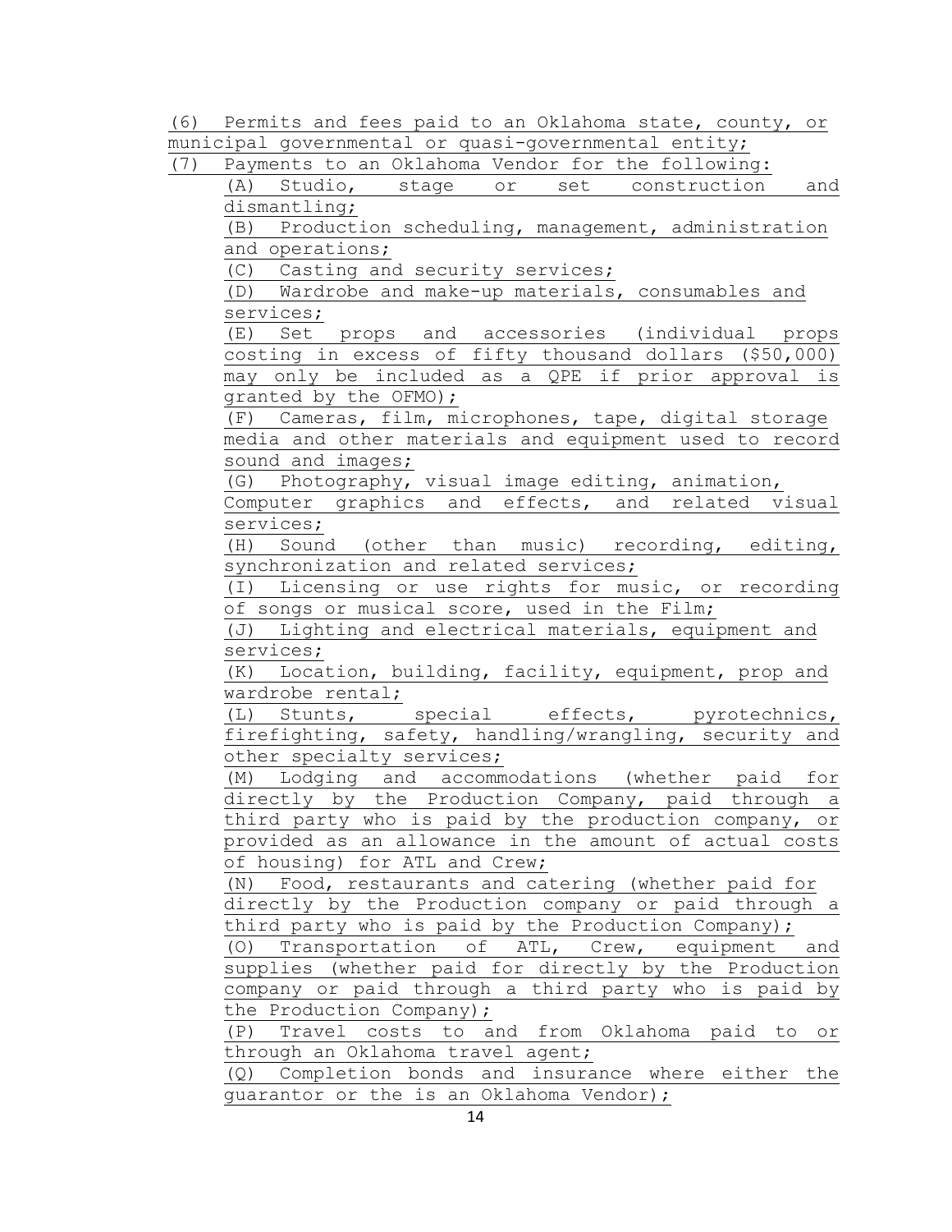(6) Permits and fees paid to an Oklahoma state, county, or municipal governmental or quasi-governmental entity;

(7) Payments to an Oklahoma Vendor for the following:

- (A) Studio, stage or set construction and dismantling;
- (B) Production scheduling, management, administration and operations;
- (C) Casting and security services;
- (D) Wardrobe and make-up materials, consumables and services;
- (E) Set props and accessories (individual props costing in excess of fifty thousand dollars ($50,000) may only be included as a QPE if prior approval is granted by the OFMO);
- (F) Cameras, film, microphones, tape, digital storage media and other materials and equipment used to record sound and images;
- (G) Photography, visual image editing, animation, Computer graphics and effects, and related visual services;
- (H) Sound (other than music) recording, editing, synchronization and related services;
- (I) Licensing or use rights for music, or recording of songs or musical score, used in the Film;
- (J) Lighting and electrical materials, equipment and services;
- (K) Location, building, facility, equipment, prop and wardrobe rental;
- (L) Stunts, special effects, pyrotechnics, firefighting, safety, handling/wrangling, security and other specialty services;
- (M) Lodging and accommodations (whether paid for directly by the Production Company, paid through a third party who is paid by the production company, or provided as an allowance in the amount of actual costs of housing) for ATL and Crew;
- (N) Food, restaurants and catering (whether paid for directly by the Production company or paid through a third party who is paid by the Production Company);
- (O) Transportation of ATL, Crew, equipment and supplies (whether paid for directly by the Production company or paid through a third party who is paid by the Production Company);
- (P) Travel costs to and from Oklahoma paid to or through an Oklahoma travel agent;
- (Q) Completion bonds and insurance where either the guarantor or the is an Oklahoma Vendor);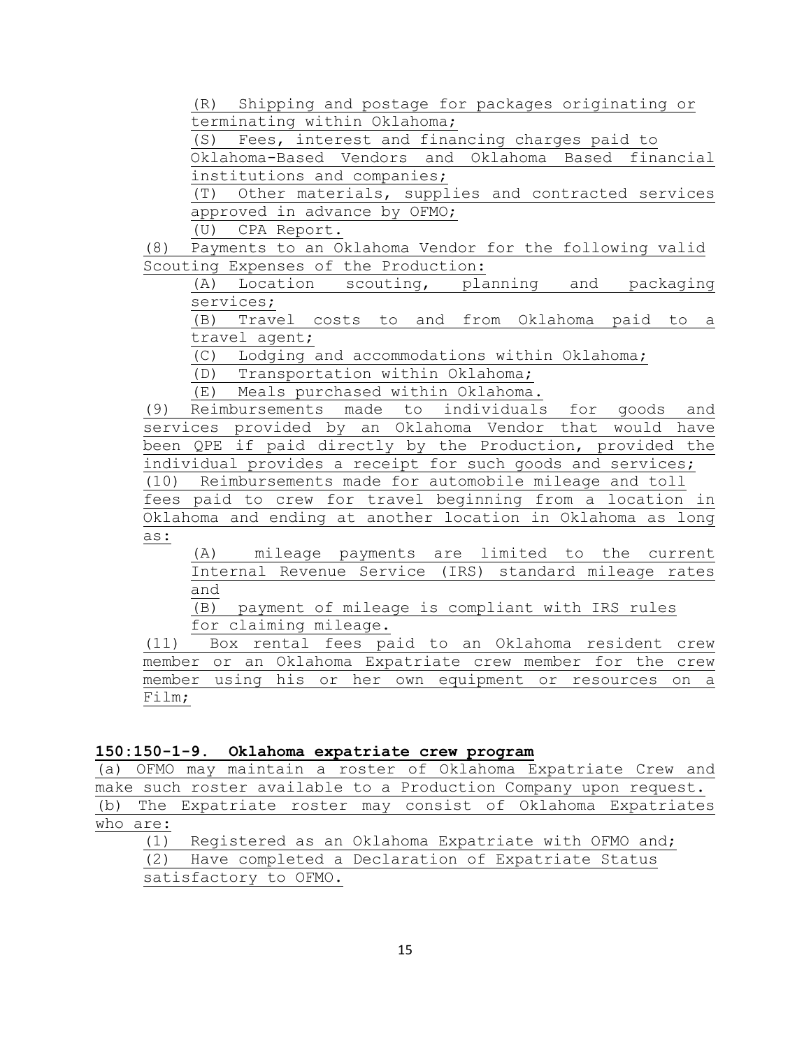(R) Shipping and postage for packages originating or terminating within Oklahoma;

(S) Fees, interest and financing charges paid to Oklahoma-Based Vendors and Oklahoma Based financial institutions and companies;

(T) Other materials, supplies and contracted services approved in advance by OFMO;

(U) CPA Report.

(8) Payments to an Oklahoma Vendor for the following valid Scouting Expenses of the Production:

(A) Location scouting, planning and packaging services;

(B) Travel costs to and from Oklahoma paid to a travel agent;

(C) Lodging and accommodations within Oklahoma;

(D) Transportation within Oklahoma;

(E) Meals purchased within Oklahoma.

(9) Reimbursements made to individuals for goods and services provided by an Oklahoma Vendor that would have been QPE if paid directly by the Production, provided the individual provides a receipt for such goods and services;

(10) Reimbursements made for automobile mileage and toll fees paid to crew for travel beginning from a location in Oklahoma and ending at another location in Oklahoma as long as:

(A) mileage payments are limited to the current Internal Revenue Service (IRS) standard mileage rates and

(B) payment of mileage is compliant with IRS rules for claiming mileage.

(11) Box rental fees paid to an Oklahoma resident crew member or an Oklahoma Expatriate crew member for the crew member using his or her own equipment or resources on a Film;

**150:150-1-9. Oklahoma expatriate crew program**

(a) OFMO may maintain a roster of Oklahoma Expatriate Crew and make such roster available to a Production Company upon request.

(b) The Expatriate roster may consist of Oklahoma Expatriates who are:

(1) Registered as an Oklahoma Expatriate with OFMO and;

(2) Have completed a Declaration of Expatriate Status satisfactory to OFMO.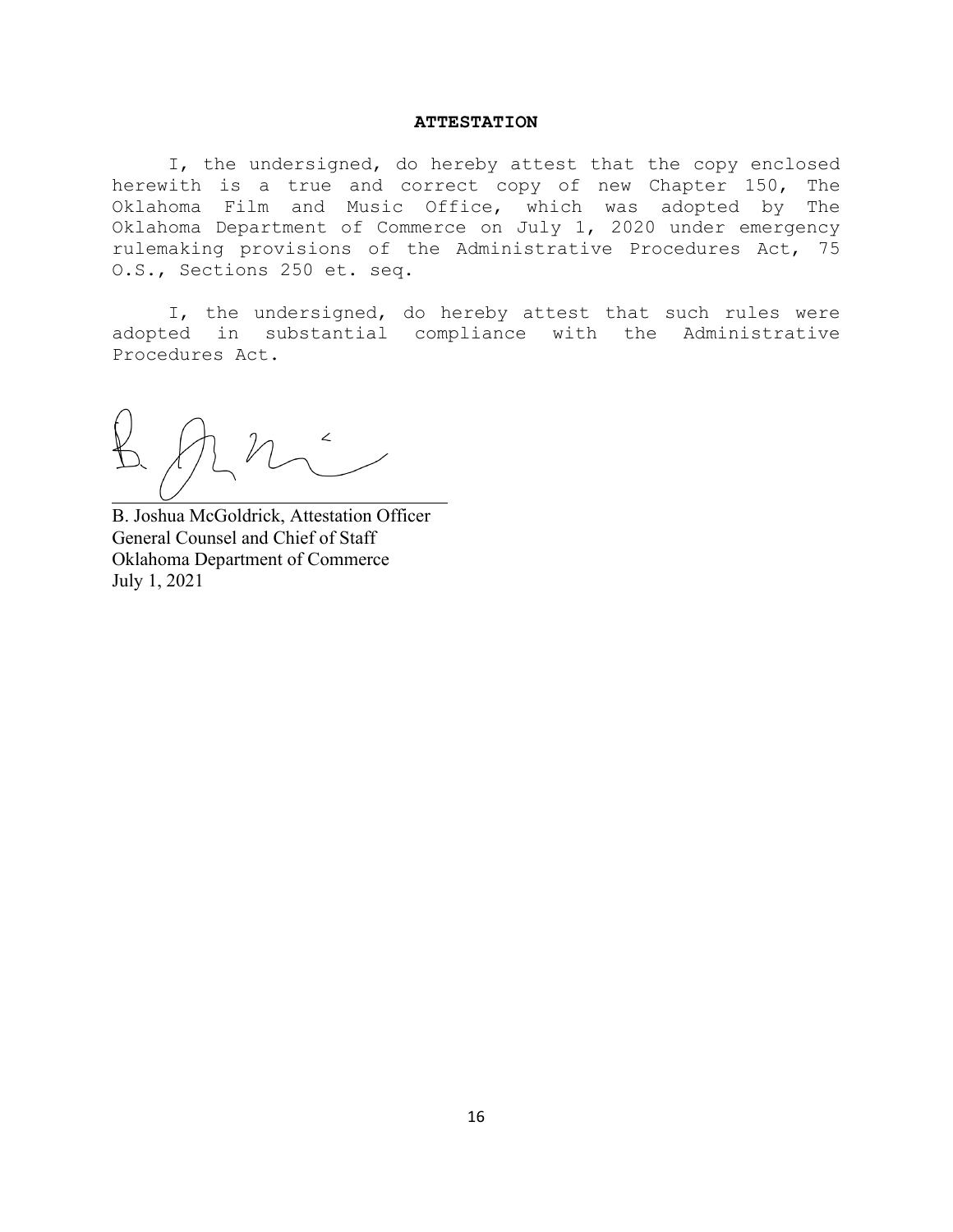## ATTESTATION

I, the undersigned, do hereby attest that the copy enclosed herewith is a true and correct copy of new Chapter 150, The Oklahoma Film and Music Office, which was adopted by The Oklahoma Department of Commerce on July 1, 2020 under emergency rulemaking provisions of the Administrative Procedures Act, 75 O.S., Sections 250 et. seq.

I, the undersigned, do hereby attest that such rules were adopted in substantial compliance with the Administrative Procedures Act.

B. Joshua McGoldrick, Attestation Officer
General Counsel and Chief of Staff
Oklahoma Department of Commerce
July 1, 2021